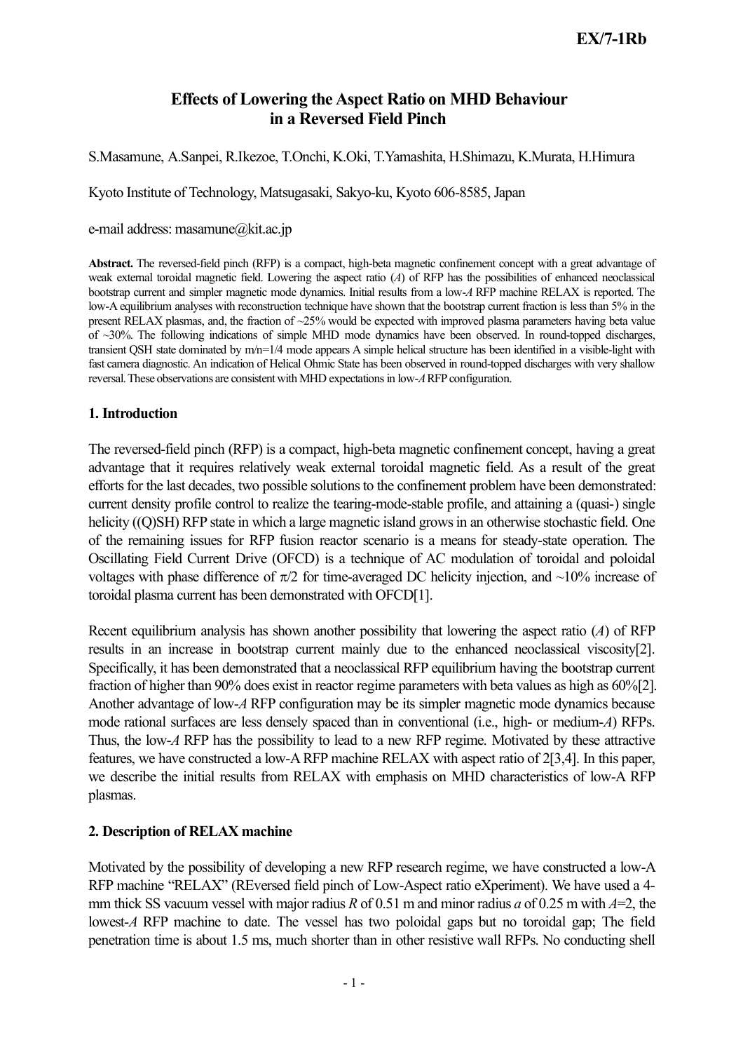# Effects of Lowering the Aspect Ratio on MHD Behaviour in a Reversed Field Pinch

S.Masamune, A.Sanpei, R.Ikezoe, T.Onchi, K.Oki, T.Yamashita, H.Shimazu, K.Murata, H.Himura

Kyoto Institute of Technology, Matsugasaki, Sakyo-ku, Kyoto 606-8585, Japan

e-mail address: masamune@kit.ac.jp

**Abstract.** The reversed-field pinch (RFP) is a compact, high-beta magnetic confinement concept with a great advantage of weak external toroidal magnetic field. Lowering the aspect ratio (*A*) of RFP has the possibilities of enhanced neoclassical bootstrap current and simpler magnetic mode dynamics. Initial results from a low-*A* RFP machine RELAX is reported. The low-A equilibrium analyses with reconstruction technique have shown that the bootstrap current fraction is less than 5% in the present RELAX plasmas, and, the fraction of ~25% would be expected with improved plasma parameters having beta value of ~30%. The following indications of simple MHD mode dynamics have been observed. In round-topped discharges, transient QSH state dominated by m/n=1/4 mode appears A simple helical structure has been identified in a visible-light with fast camera diagnostic. An indication of Helical Ohmic State has been observed in round-topped discharges with very shallow reversal. These observations are consistent with MHD expectations in low-*A* RFP configuration.

## 1. Introduction

The reversed-field pinch (RFP) is a compact, high-beta magnetic confinement concept, having a great advantage that it requires relatively weak external toroidal magnetic field. As a result of the great efforts for the last decades, two possible solutions to the confinement problem have been demonstrated: current density profile control to realize the tearing-mode-stable profile, and attaining a (quasi-) single helicity ((Q)SH) RFP state in which a large magnetic island grows in an otherwise stochastic field. One of the remaining issues for RFP fusion reactor scenario is a means for steady-state operation. The Oscillating Field Current Drive (OFCD) is a technique of AC modulation of toroidal and poloidal voltages with phase difference of $\pi/2$ for time-averaged DC helicity injection, and ~10% increase of toroidal plasma current has been demonstrated with OFCD[1].

Recent equilibrium analysis has shown another possibility that lowering the aspect ratio (*A*) of RFP results in an increase in bootstrap current mainly due to the enhanced neoclassical viscosity[2]. Specifically, it has been demonstrated that a neoclassical RFP equilibrium having the bootstrap current fraction of higher than 90% does exist in reactor regime parameters with beta values as high as 60%[2]. Another advantage of low-*A* RFP configuration may be its simpler magnetic mode dynamics because mode rational surfaces are less densely spaced than in conventional (i.e., high- or medium-*A*) RFPs. Thus, the low-*A* RFP has the possibility to lead to a new RFP regime. Motivated by these attractive features, we have constructed a low-A RFP machine RELAX with aspect ratio of 2[3,4]. In this paper, we describe the initial results from RELAX with emphasis on MHD characteristics of low-A RFP plasmas.

## 2. Description of RELAX machine

Motivated by the possibility of developing a new RFP research regime, we have constructed a low-A RFP machine "RELAX" (REversed field pinch of Low-Aspect ratio eXperiment). We have used a 4-mm thick SS vacuum vessel with major radius *R* of 0.51 m and minor radius *a* of 0.25 m with *A*=2, the lowest-*A* RFP machine to date. The vessel has two poloidal gaps but no toroidal gap; The field penetration time is about 1.5 ms, much shorter than in other resistive wall RFPs. No conducting shell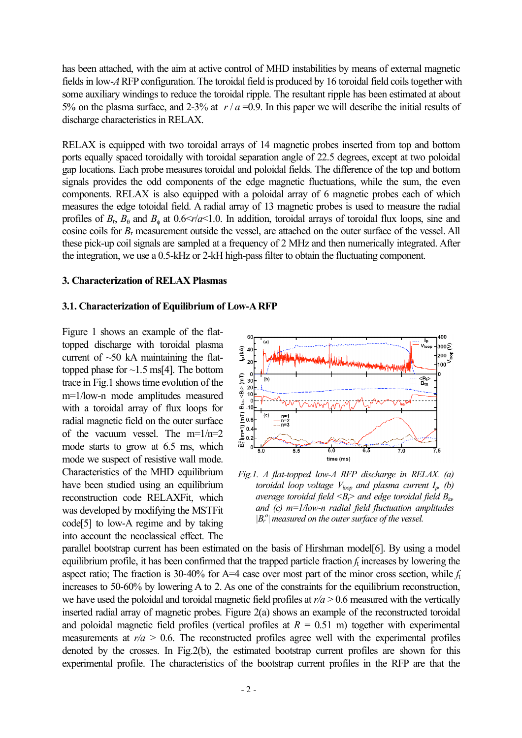has been attached, with the aim at active control of MHD instabilities by means of external magnetic fields in low-*A* RFP configuration. The toroidal field is produced by 16 toroidal field coils together with some auxiliary windings to reduce the toroidal ripple. The resultant ripple has been estimated at about 5% on the plasma surface, and 2-3% at $r/a$ =0.9. In this paper we will describe the initial results of discharge characteristics in RELAX.

RELAX is equipped with two toroidal arrays of 14 magnetic probes inserted from top and bottom ports equally spaced toroidally with toroidal separation angle of 22.5 degrees, except at two poloidal gap locations. Each probe measures toroidal and poloidal fields. The difference of the top and bottom signals provides the odd components of the edge magnetic fluctuations, while the sum, the even components. RELAX is also equipped with a poloidal array of 6 magnetic probes each of which measures the edge totoidal field. A radial array of 13 magnetic probes is used to measure the radial profiles of $B_r$, $B_\theta$ and $B_\phi$ at 0.6<$r/a$<1.0. In addition, toroidal arrays of toroidal flux loops, sine and cosine coils for $B_r$ measurement outside the vessel, are attached on the outer surface of the vessel. All these pick-up coil signals are sampled at a frequency of 2 MHz and then numerically integrated. After the integration, we use a 0.5-kHz or 2-kH high-pass filter to obtain the fluctuating component.

### 3. Characterization of RELAX Plasmas

#### 3.1. Characterization of Equilibrium of Low-A RFP

Figure 1 shows an example of the flat-topped discharge with toroidal plasma current of ~50 kA maintaining the flat-topped phase for ~1.5 ms[4]. The bottom trace in Fig.1 shows time evolution of the m=1/low-n mode amplitudes measured with a toroidal array of flux loops for radial magnetic field on the outer surface of the vacuum vessel. The m=1/n=2 mode starts to grow at 6.5 ms, which mode we suspect of resistive wall mode. Characteristics of the MHD equilibrium have been studied using an equilibrium reconstruction code RELAXFit, which was developed by modifying the MSTFit code[5] to low-A regime and by taking into account the neoclassical effect. The parallel bootstrap current has been estimated on the basis of Hirshman model[6]. By using a model equilibrium profile, it has been confirmed that the trapped particle fraction $f_t$ increases by lowering the aspect ratio; The fraction is 30-40% for A=4 case over most part of the minor cross section, while $f_t$ increases to 50-60% by lowering A to 2. As one of the constraints for the equilibrium reconstruction, we have used the poloidal and toroidal magnetic field profiles at $r/a$ > 0.6 measured with the vertically inserted radial array of magnetic probes. Figure 2(a) shows an example of the reconstructed toroidal and poloidal magnetic field profiles (vertical profiles at $R$ = 0.51 m) together with experimental measurements at $r/a$ > 0.6. The reconstructed profiles agree well with the experimental profiles denoted by the crosses. In Fig.2(b), the estimated bootstrap current profiles are shown for this experimental profile. The characteristics of the bootstrap current profiles in the RFP are that the

*Fig.1. A flat-topped low-A RFP discharge in RELAX. (a) toroidal loop voltage $V_{loop}$ and plasma current $I_p$, (b) average toroidal field $\langle B_t \rangle$ and edge toroidal field $B_{ta}$, and (c) m=1/low-n radial field fluctuation amplitudes $|B_r^o|$ measured on the outer surface of the vessel.*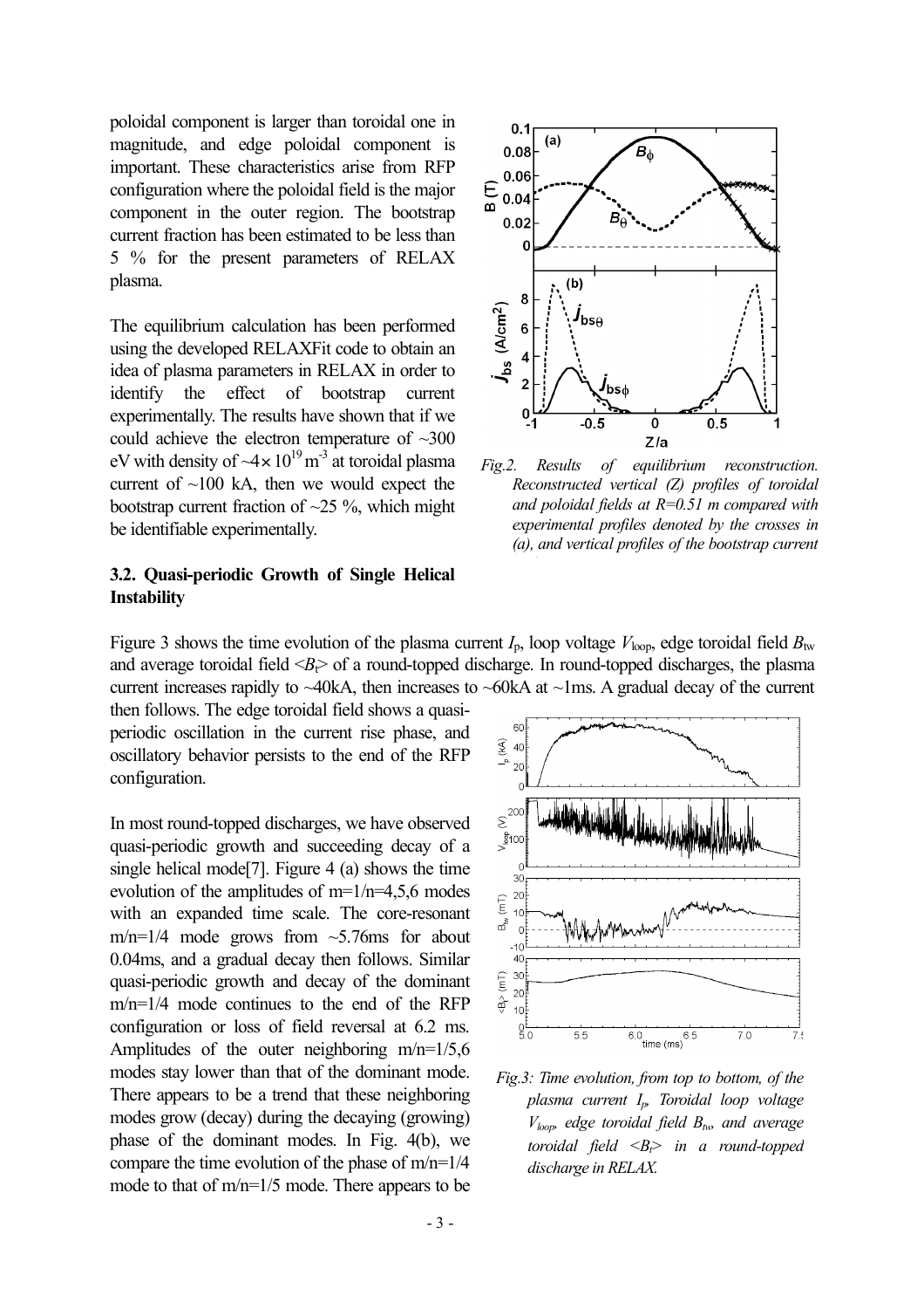poloidal component is larger than toroidal one in magnitude, and edge poloidal component is important. These characteristics arise from RFP configuration where the poloidal field is the major component in the outer region. The bootstrap current fraction has been estimated to be less than 5 % for the present parameters of RELAX plasma.

The equilibrium calculation has been performed using the developed RELAXFit code to obtain an idea of plasma parameters in RELAX in order to identify the effect of bootstrap current experimentally. The results have shown that if we could achieve the electron temperature of ~300 eV with density of $\sim 4\times 10^{19}\,\mathrm{m}^{-3}$ at toroidal plasma current of ~100 kA, then we would expect the bootstrap current fraction of ~25 %, which might be identifiable experimentally.

*Fig.2. Results of equilibrium reconstruction. Reconstructed vertical (Z) profiles of toroidal and poloidal fields at R=0.51 m compared with experimental profiles denoted by the crosses in (a), and vertical profiles of the bootstrap current*

### 3.2. Quasi-periodic Growth of Single Helical Instability

Figure 3 shows the time evolution of the plasma current $I_p$, loop voltage $V_{loop}$, edge toroidal field $B_{tw}$ and average toroidal field $\langle B_t \rangle$ of a round-topped discharge. In round-topped discharges, the plasma current increases rapidly to ~40kA, then increases to ~60kA at ~1ms. A gradual decay of the current then follows. The edge toroidal field shows a quasi-periodic oscillation in the current rise phase, and oscillatory behavior persists to the end of the RFP configuration.

In most round-topped discharges, we have observed quasi-periodic growth and succeeding decay of a single helical mode[7]. Figure 4 (a) shows the time evolution of the amplitudes of m=1/n=4,5,6 modes with an expanded time scale. The core-resonant m/n=1/4 mode grows from ~5.76ms for about 0.04ms, and a gradual decay then follows. Similar quasi-periodic growth and decay of the dominant m/n=1/4 mode continues to the end of the RFP configuration or loss of field reversal at 6.2 ms. Amplitudes of the outer neighboring m/n=1/5,6 modes stay lower than that of the dominant mode. There appears to be a trend that these neighboring modes grow (decay) during the decaying (growing) phase of the dominant modes. In Fig. 4(b), we compare the time evolution of the phase of m/n=1/4 mode to that of m/n=1/5 mode. There appears to be

*Fig.3: Time evolution, from top to bottom, of the plasma current $I_p$, Toroidal loop voltage $V_{loop}$, edge toroidal field $B_{tw}$, and average toroidal field $\langle B_t \rangle$ in a round-topped discharge in RELAX.*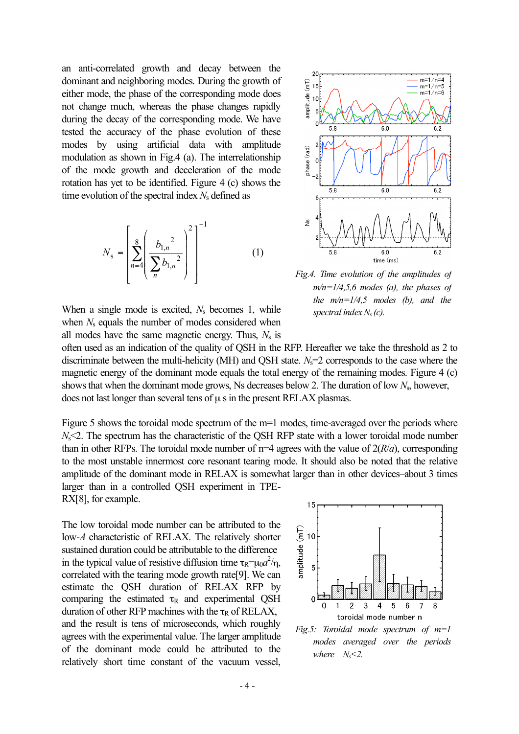an anti-correlated growth and decay between the dominant and neighboring modes. During the growth of either mode, the phase of the corresponding mode does not change much, whereas the phase changes rapidly during the decay of the corresponding mode. We have tested the accuracy of the phase evolution of these modes by using artificial data with amplitude modulation as shown in Fig.4 (a). The interrelationship of the mode growth and deceleration of the mode rotation has yet to be identified. Figure 4 (c) shows the time evolution of the spectral index $N_s$ defined as

$$N_s = \left[ \sum_{n=4}^{8} \left( \frac{b_{1,n}{}^2}{\sum_n b_{1,n}{}^2} \right)^2 \right]^{-1} \qquad (1)$$

*Fig.4. Time evolution of the amplitudes of m/n=1/4,5,6 modes (a), the phases of the m/n=1/4,5 modes (b), and the spectral index $N_s$ (c).*

When a single mode is excited, $N_s$ becomes 1, while when $N_s$ equals the number of modes considered when all modes have the same magnetic energy. Thus, $N_s$ is often used as an indication of the quality of QSH in the RFP. Hereafter we take the threshold as 2 to discriminate between the multi-helicity (MH) and QSH state. $N_s$=2 corresponds to the case where the magnetic energy of the dominant mode equals the total energy of the remaining modes. Figure 4 (c) shows that when the dominant mode grows, Ns decreases below 2. The duration of low $N_s$, however, does not last longer than several tens of μ s in the present RELAX plasmas.

Figure 5 shows the toroidal mode spectrum of the m=1 modes, time-averaged over the periods where $N_s$<2. The spectrum has the characteristic of the QSH RFP state with a lower toroidal mode number than in other RFPs. The toroidal mode number of n=4 agrees with the value of 2($R/a$), corresponding to the most unstable innermost core resonant tearing mode. It should also be noted that the relative amplitude of the dominant mode in RELAX is somewhat larger than in other devices–about 3 times larger than in a controlled QSH experiment in TPE-RX[8], for example.

*Fig.5: Toroidal mode spectrum of m=1 modes averaged over the periods where $N_s$<2.*

The low toroidal mode number can be attributed to the low-$A$ characteristic of RELAX. The relatively shorter sustained duration could be attributable to the difference in the typical value of resistive diffusion time $\tau_R$=$\mu_0 a^2/\eta$, correlated with the tearing mode growth rate[9]. We can estimate the QSH duration of RELAX RFP by comparing the estimated $\tau_R$ and experimental QSH duration of other RFP machines with the $\tau_R$ of RELAX, and the result is tens of microseconds, which roughly agrees with the experimental value. The larger amplitude of the dominant mode could be attributed to the relatively short time constant of the vacuum vessel,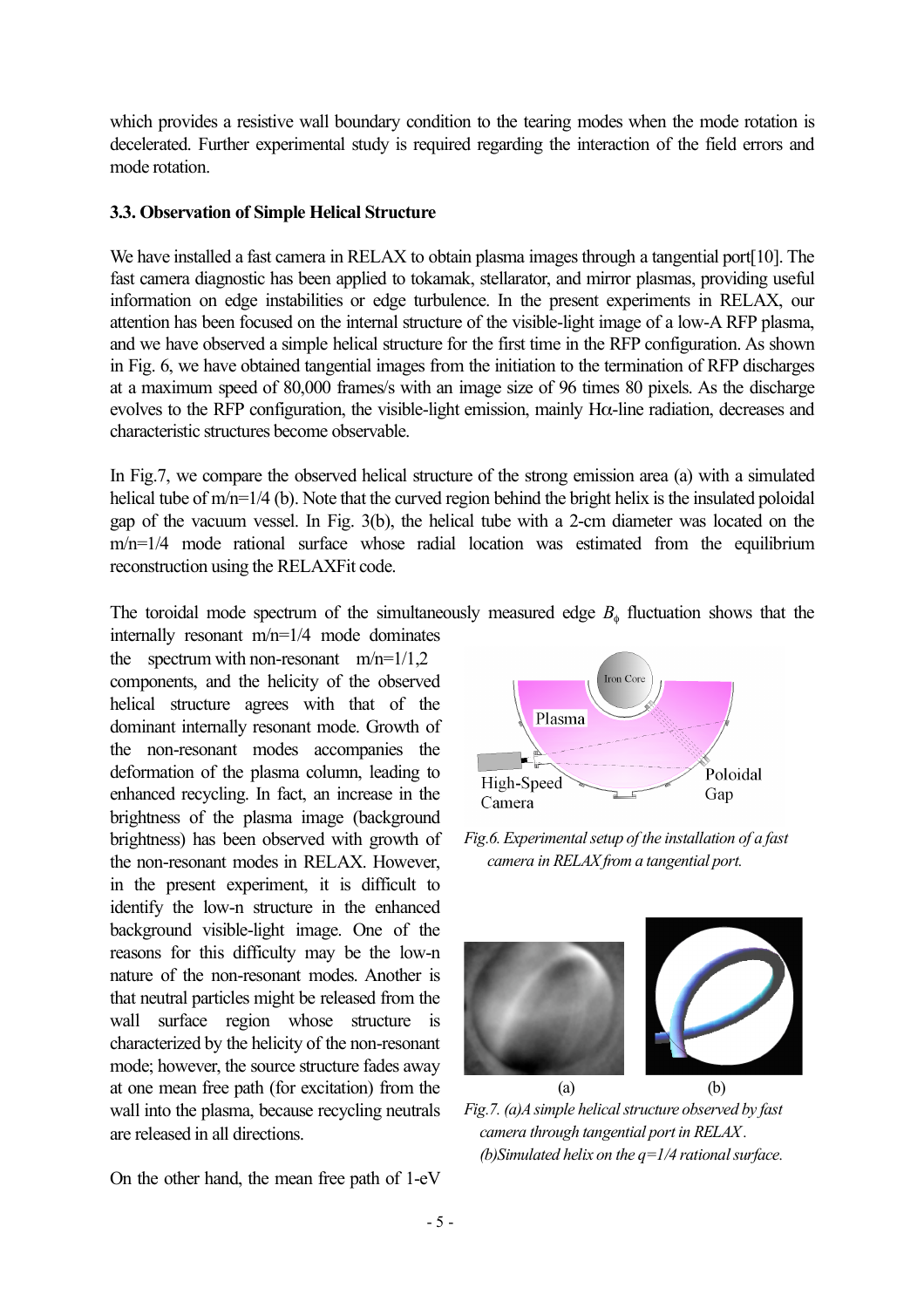which provides a resistive wall boundary condition to the tearing modes when the mode rotation is decelerated. Further experimental study is required regarding the interaction of the field errors and mode rotation.

### 3.3. Observation of Simple Helical Structure

We have installed a fast camera in RELAX to obtain plasma images through a tangential port[10]. The fast camera diagnostic has been applied to tokamak, stellarator, and mirror plasmas, providing useful information on edge instabilities or edge turbulence. In the present experiments in RELAX, our attention has been focused on the internal structure of the visible-light image of a low-A RFP plasma, and we have observed a simple helical structure for the first time in the RFP configuration. As shown in Fig. 6, we have obtained tangential images from the initiation to the termination of RFP discharges at a maximum speed of 80,000 frames/s with an image size of 96 times 80 pixels. As the discharge evolves to the RFP configuration, the visible-light emission, mainly Hα-line radiation, decreases and characteristic structures become observable.

In Fig.7, we compare the observed helical structure of the strong emission area (a) with a simulated helical tube of m/n=1/4 (b). Note that the curved region behind the bright helix is the insulated poloidal gap of the vacuum vessel. In Fig. 3(b), the helical tube with a 2-cm diameter was located on the m/n=1/4 mode rational surface whose radial location was estimated from the equilibrium reconstruction using the RELAXFit code.

The toroidal mode spectrum of the simultaneously measured edge $B_\phi$ fluctuation shows that the internally resonant m/n=1/4 mode dominates the spectrum with non-resonant m/n=1/1,2 components, and the helicity of the observed helical structure agrees with that of the dominant internally resonant mode. Growth of the non-resonant modes accompanies the deformation of the plasma column, leading to enhanced recycling. In fact, an increase in the brightness of the plasma image (background brightness) has been observed with growth of the non-resonant modes in RELAX. However, in the present experiment, it is difficult to identify the low-n structure in the enhanced background visible-light image. One of the reasons for this difficulty may be the low-n nature of the non-resonant modes. Another is that neutral particles might be released from the wall surface region whose structure is characterized by the helicity of the non-resonant mode; however, the source structure fades away at one mean free path (for excitation) from the wall into the plasma, because recycling neutrals are released in all directions.

*Fig.6. Experimental setup of the installation of a fast camera in RELAX from a tangential port.*

*Fig.7. (a)A simple helical structure observed by fast camera through tangential port in RELAX. (b)Simulated helix on the q=1/4 rational surface.*

On the other hand, the mean free path of 1-eV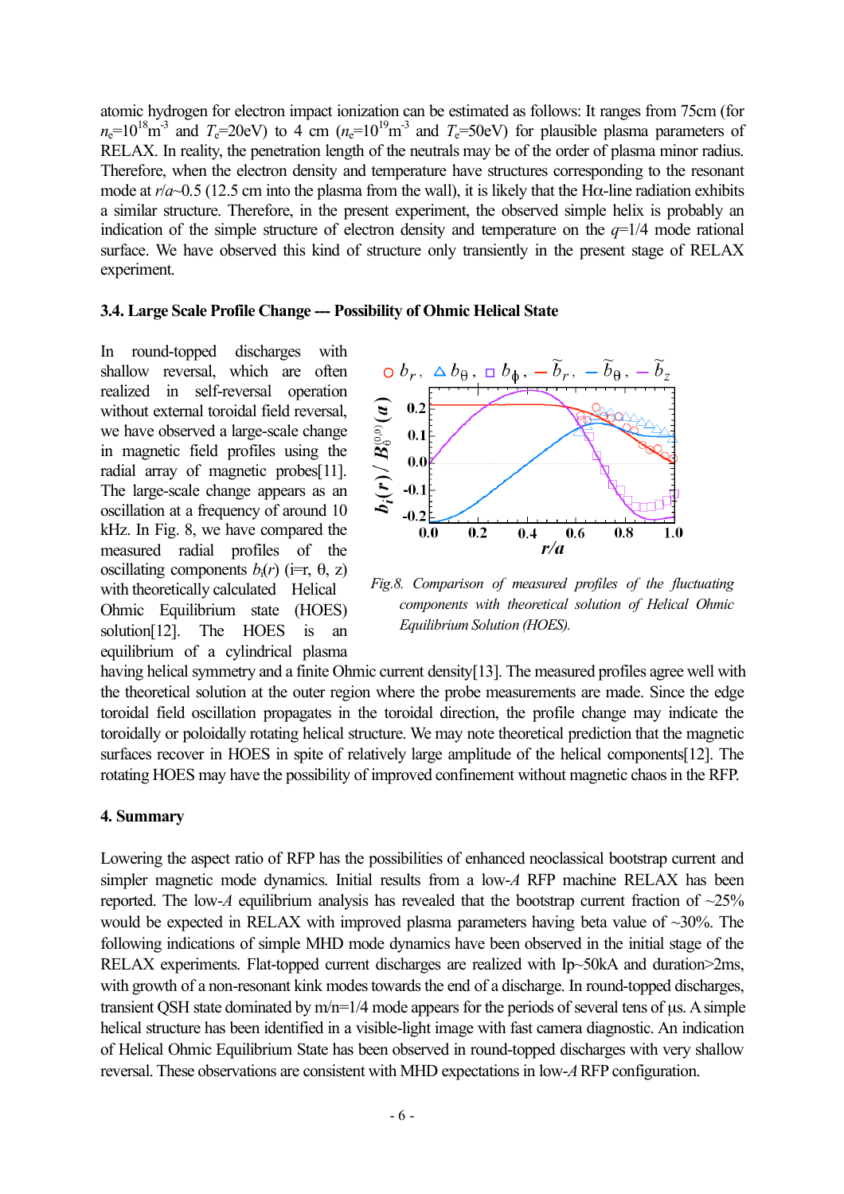atomic hydrogen for electron impact ionization can be estimated as follows: It ranges from 75cm (for $n_e$=$10^{18}$m$^{-3}$ and $T_e$=20eV) to 4 cm ($n_e$=$10^{19}$m$^{-3}$ and $T_e$=50eV) for plausible plasma parameters of RELAX. In reality, the penetration length of the neutrals may be of the order of plasma minor radius. Therefore, when the electron density and temperature have structures corresponding to the resonant mode at $r/a$~0.5 (12.5 cm into the plasma from the wall), it is likely that the Hα-line radiation exhibits a similar structure. Therefore, in the present experiment, the observed simple helix is probably an indication of the simple structure of electron density and temperature on the $q$=1/4 mode rational surface. We have observed this kind of structure only transiently in the present stage of RELAX experiment.

### 3.4. Large Scale Profile Change --- Possibility of Ohmic Helical State

In round-topped discharges with shallow reversal, which are often realized in self-reversal operation without external toroidal field reversal, we have observed a large-scale change in magnetic field profiles using the radial array of magnetic probes[11]. The large-scale change appears as an oscillation at a frequency of around 10 kHz. In Fig. 8, we have compared the measured radial profiles of the oscillating components $b_i(r)$ (i=r, θ, z) with theoretically calculated Helical Ohmic Equilibrium state (HOES) solution[12]. The HOES is an equilibrium of a cylindrical plasma having helical symmetry and a finite Ohmic current density[13]. The measured profiles agree well with the theoretical solution at the outer region where the probe measurements are made. Since the edge toroidal field oscillation propagates in the toroidal direction, the profile change may indicate the toroidally or poloidally rotating helical structure. We may note theoretical prediction that the magnetic surfaces recover in HOES in spite of relatively large amplitude of the helical components[12]. The rotating HOES may have the possibility of improved confinement without magnetic chaos in the RFP.

*Fig.8. Comparison of measured profiles of the fluctuating components with theoretical solution of Helical Ohmic Equilibrium Solution (HOES).*

## 4. Summary

Lowering the aspect ratio of RFP has the possibilities of enhanced neoclassical bootstrap current and simpler magnetic mode dynamics. Initial results from a low-$A$ RFP machine RELAX has been reported. The low-$A$ equilibrium analysis has revealed that the bootstrap current fraction of ~25% would be expected in RELAX with improved plasma parameters having beta value of ~30%. The following indications of simple MHD mode dynamics have been observed in the initial stage of the RELAX experiments. Flat-topped current discharges are realized with Ip~50kA and duration>2ms, with growth of a non-resonant kink modes towards the end of a discharge. In round-topped discharges, transient QSH state dominated by m/n=1/4 mode appears for the periods of several tens of μs. A simple helical structure has been identified in a visible-light image with fast camera diagnostic. An indication of Helical Ohmic Equilibrium State has been observed in round-topped discharges with very shallow reversal. These observations are consistent with MHD expectations in low-$A$ RFP configuration.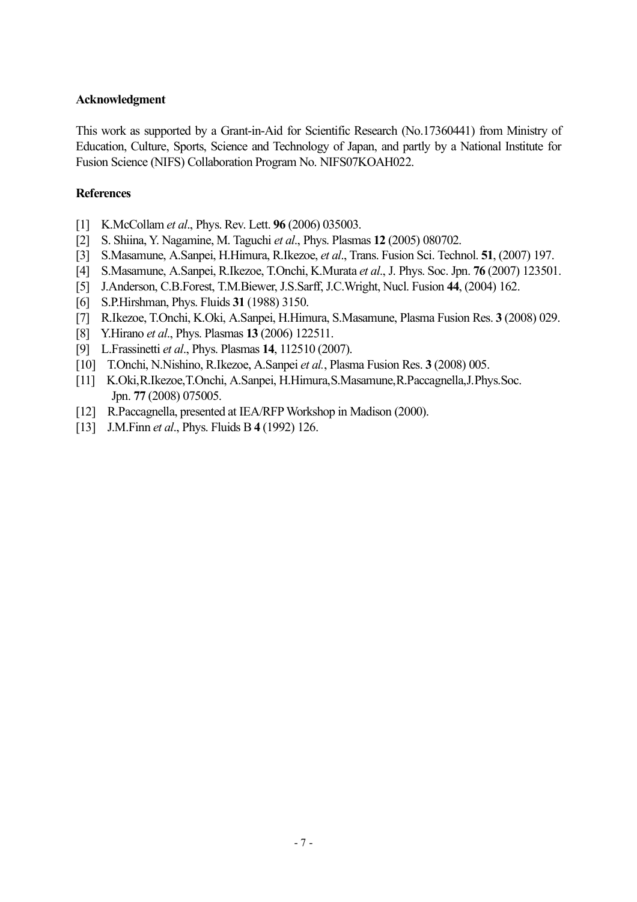**Acknowledgment**

This work as supported by a Grant-in-Aid for Scientific Research (No.17360441) from Ministry of Education, Culture, Sports, Science and Technology of Japan, and partly by a National Institute for Fusion Science (NIFS) Collaboration Program No. NIFS07KOAH022.

**References**

[1] K.McCollam *et al*., Phys. Rev. Lett. **96** (2006) 035003.
[2] S. Shiina, Y. Nagamine, M. Taguchi *et al*., Phys. Plasmas **12** (2005) 080702.
[3] S.Masamune, A.Sanpei, H.Himura, R.Ikezoe, *et al*., Trans. Fusion Sci. Technol. **51**, (2007) 197.
[4] S.Masamune, A.Sanpei, R.Ikezoe, T.Onchi, K.Murata *et al*., J. Phys. Soc. Jpn. **76** (2007) 123501.
[5] J.Anderson, C.B.Forest, T.M.Biewer, J.S.Sarff, J.C.Wright, Nucl. Fusion **44**, (2004) 162.
[6] S.P.Hirshman, Phys. Fluids **31** (1988) 3150.
[7] R.Ikezoe, T.Onchi, K.Oki, A.Sanpei, H.Himura, S.Masamune, Plasma Fusion Res. **3** (2008) 029.
[8] Y.Hirano *et al*., Phys. Plasmas **13** (2006) 122511.
[9] L.Frassinetti *et al*., Phys. Plasmas **14**, 112510 (2007).
[10] T.Onchi, N.Nishino, R.Ikezoe, A.Sanpei *et al.*, Plasma Fusion Res. **3** (2008) 005.
[11] K.Oki,R.Ikezoe,T.Onchi, A.Sanpei, H.Himura,S.Masamune,R.Paccagnella,J.Phys.Soc. Jpn. **77** (2008) 075005.
[12] R.Paccagnella, presented at IEA/RFP Workshop in Madison (2000).
[13] J.M.Finn *et al*., Phys. Fluids B **4** (1992) 126.